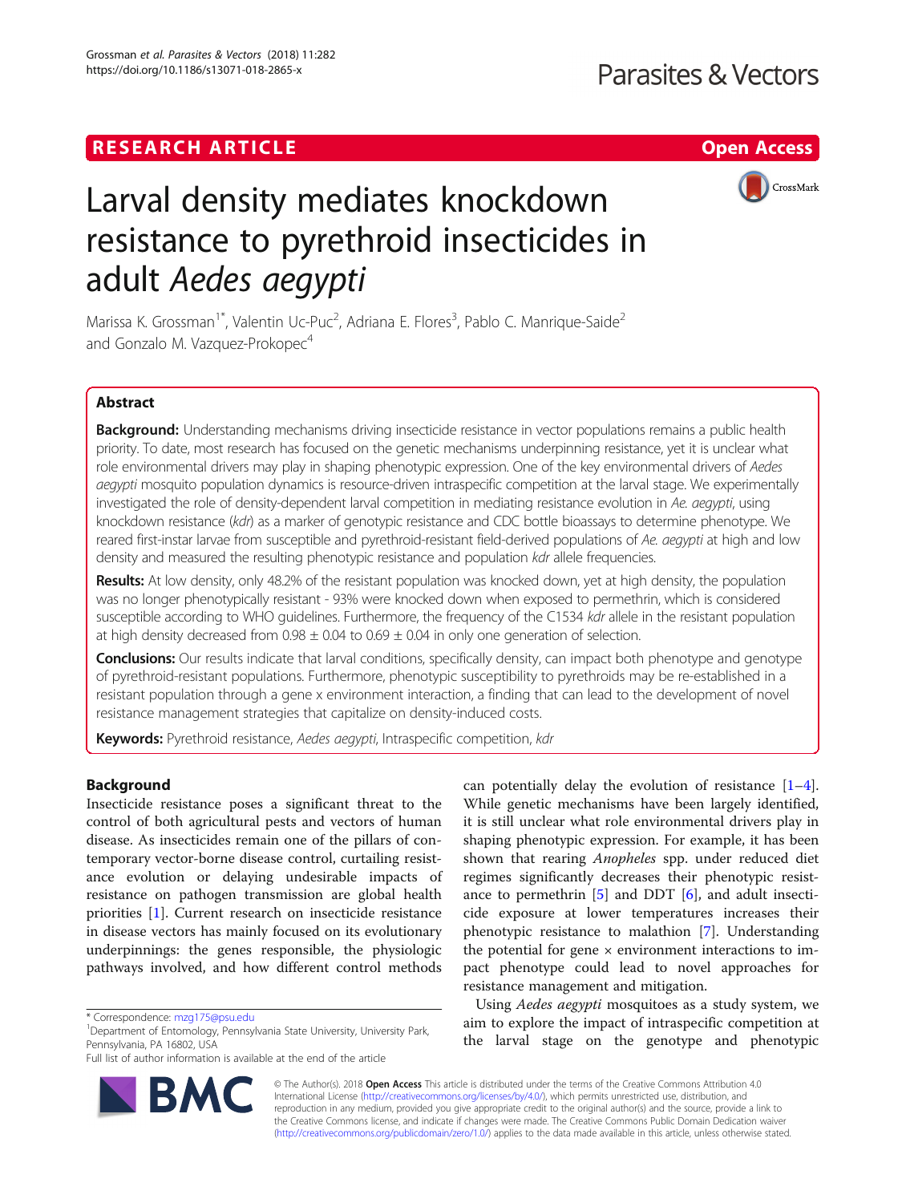RESEARCH ARTICLE

Open Access

# Larval density mediates knockdown resistance to pyrethroid insecticides in adult *Aedes aegypti*

Marissa K. Grossman[1*], Valentin Uc-Puc[2], Adriana E. Flores[3], Pablo C. Manrique-Saide[2] and Gonzalo M. Vazquez-Prokopec[4]

## Abstract

**Background:** Understanding mechanisms driving insecticide resistance in vector populations remains a public health priority. To date, most research has focused on the genetic mechanisms underpinning resistance, yet it is unclear what role environmental drivers may play in shaping phenotypic expression. One of the key environmental drivers of *Aedes aegypti* mosquito population dynamics is resource-driven intraspecific competition at the larval stage. We experimentally investigated the role of density-dependent larval competition in mediating resistance evolution in *Ae. aegypti*, using knockdown resistance (*kdr*) as a marker of genotypic resistance and CDC bottle bioassays to determine phenotype. We reared first-instar larvae from susceptible and pyrethroid-resistant field-derived populations of *Ae. aegypti* at high and low density and measured the resulting phenotypic resistance and population *kdr* allele frequencies.

**Results:** At low density, only 48.2% of the resistant population was knocked down, yet at high density, the population was no longer phenotypically resistant - 93% were knocked down when exposed to permethrin, which is considered susceptible according to WHO guidelines. Furthermore, the frequency of the C1534 *kdr* allele in the resistant population at high density decreased from 0.98 ± 0.04 to 0.69 ± 0.04 in only one generation of selection.

**Conclusions:** Our results indicate that larval conditions, specifically density, can impact both phenotype and genotype of pyrethroid-resistant populations. Furthermore, phenotypic susceptibility to pyrethroids may be re-established in a resistant population through a gene x environment interaction, a finding that can lead to the development of novel resistance management strategies that capitalize on density-induced costs.

**Keywords:** Pyrethroid resistance, *Aedes aegypti*, Intraspecific competition, *kdr*

## Background

Insecticide resistance poses a significant threat to the control of both agricultural pests and vectors of human disease. As insecticides remain one of the pillars of contemporary vector-borne disease control, curtailing resistance evolution or delaying undesirable impacts of resistance on pathogen transmission are global health priorities [1]. Current research on insecticide resistance in disease vectors has mainly focused on its evolutionary underpinnings: the genes responsible, the physiologic pathways involved, and how different control methods can potentially delay the evolution of resistance [1–4]. While genetic mechanisms have been largely identified, it is still unclear what role environmental drivers play in shaping phenotypic expression. For example, it has been shown that rearing *Anopheles* spp. under reduced diet regimes significantly decreases their phenotypic resistance to permethrin [5] and DDT [6], and adult insecticide exposure at lower temperatures increases their phenotypic resistance to malathion [7]. Understanding the potential for gene × environment interactions to impact phenotype could lead to novel approaches for resistance management and mitigation.

Using *Aedes aegypti* mosquitoes as a study system, we aim to explore the impact of intraspecific competition at the larval stage on the genotype and phenotypic

\* Correspondence: mzg175@psu.edu

[1]Department of Entomology, Pennsylvania State University, University Park, Pennsylvania, PA 16802, USA

Full list of author information is available at the end of the article

© The Author(s). 2018 **Open Access** This article is distributed under the terms of the Creative Commons Attribution 4.0 International License (http://creativecommons.org/licenses/by/4.0/), which permits unrestricted use, distribution, and reproduction in any medium, provided you give appropriate credit to the original author(s) and the source, provide a link to the Creative Commons license, and indicate if changes were made. The Creative Commons Public Domain Dedication waiver (http://creativecommons.org/publicdomain/zero/1.0/) applies to the data made available in this article, unless otherwise stated.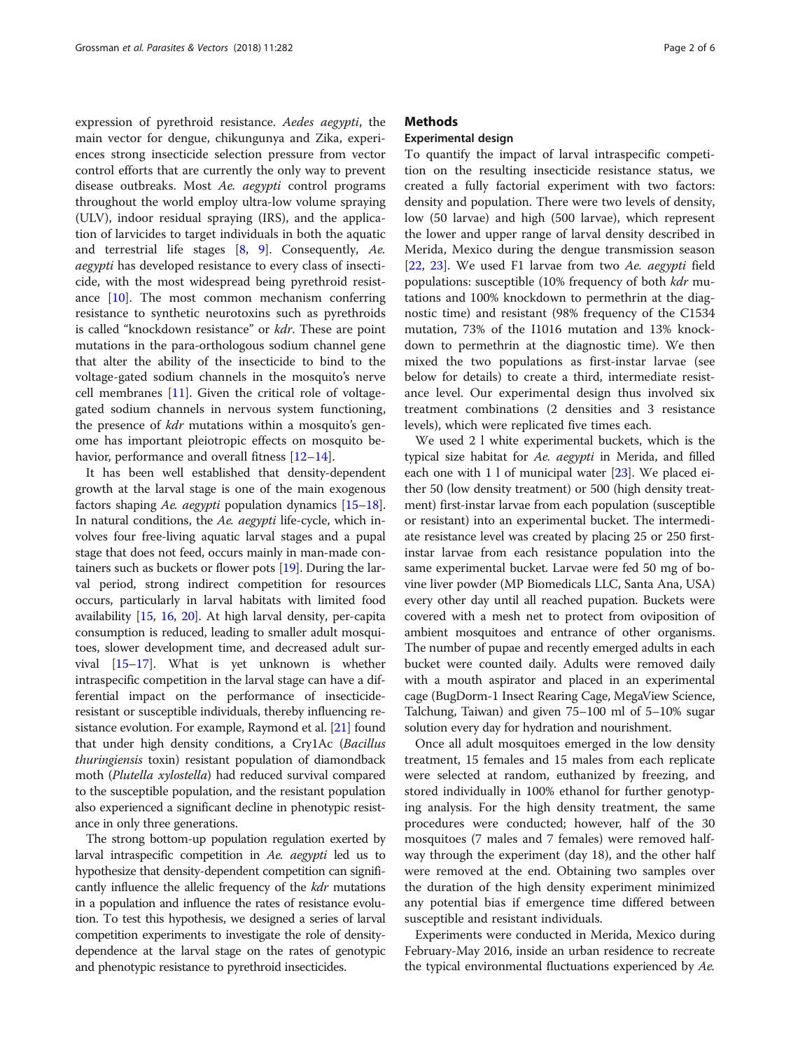expression of pyrethroid resistance. *Aedes aegypti*, the main vector for dengue, chikungunya and Zika, experiences strong insecticide selection pressure from vector control efforts that are currently the only way to prevent disease outbreaks. Most *Ae. aegypti* control programs throughout the world employ ultra-low volume spraying (ULV), indoor residual spraying (IRS), and the application of larvicides to target individuals in both the aquatic and terrestrial life stages [8, 9]. Consequently, *Ae. aegypti* has developed resistance to every class of insecticide, with the most widespread being pyrethroid resistance [10]. The most common mechanism conferring resistance to synthetic neurotoxins such as pyrethroids is called "knockdown resistance" or *kdr*. These are point mutations in the para-orthologous sodium channel gene that alter the ability of the insecticide to bind to the voltage-gated sodium channels in the mosquito's nerve cell membranes [11]. Given the critical role of voltage-gated sodium channels in nervous system functioning, the presence of *kdr* mutations within a mosquito's genome has important pleiotropic effects on mosquito behavior, performance and overall fitness [12–14].

It has been well established that density-dependent growth at the larval stage is one of the main exogenous factors shaping *Ae. aegypti* population dynamics [15–18]. In natural conditions, the *Ae. aegypti* life-cycle, which involves four free-living aquatic larval stages and a pupal stage that does not feed, occurs mainly in man-made containers such as buckets or flower pots [19]. During the larval period, strong indirect competition for resources occurs, particularly in larval habitats with limited food availability [15, 16, 20]. At high larval density, per-capita consumption is reduced, leading to smaller adult mosquitoes, slower development time, and decreased adult survival [15–17]. What is yet unknown is whether intraspecific competition in the larval stage can have a differential impact on the performance of insecticide-resistant or susceptible individuals, thereby influencing resistance evolution. For example, Raymond et al. [21] found that under high density conditions, a Cry1Ac (*Bacillus thuringiensis* toxin) resistant population of diamondback moth (*Plutella xylostella*) had reduced survival compared to the susceptible population, and the resistant population also experienced a significant decline in phenotypic resistance in only three generations.

The strong bottom-up population regulation exerted by larval intraspecific competition in *Ae. aegypti* led us to hypothesize that density-dependent competition can significantly influence the allelic frequency of the *kdr* mutations in a population and influence the rates of resistance evolution. To test this hypothesis, we designed a series of larval competition experiments to investigate the role of density-dependence at the larval stage on the rates of genotypic and phenotypic resistance to pyrethroid insecticides.

## Methods

### Experimental design

To quantify the impact of larval intraspecific competition on the resulting insecticide resistance status, we created a fully factorial experiment with two factors: density and population. There were two levels of density, low (50 larvae) and high (500 larvae), which represent the lower and upper range of larval density described in Merida, Mexico during the dengue transmission season [22, 23]. We used F1 larvae from two *Ae. aegypti* field populations: susceptible (10% frequency of both *kdr* mutations and 100% knockdown to permethrin at the diagnostic time) and resistant (98% frequency of the C1534 mutation, 73% of the I1016 mutation and 13% knockdown to permethrin at the diagnostic time). We then mixed the two populations as first-instar larvae (see below for details) to create a third, intermediate resistance level. Our experimental design thus involved six treatment combinations (2 densities and 3 resistance levels), which were replicated five times each.

We used 2 l white experimental buckets, which is the typical size habitat for *Ae. aegypti* in Merida, and filled each one with 1 l of municipal water [23]. We placed either 50 (low density treatment) or 500 (high density treatment) first-instar larvae from each population (susceptible or resistant) into an experimental bucket. The intermediate resistance level was created by placing 25 or 250 first-instar larvae from each resistance population into the same experimental bucket. Larvae were fed 50 mg of bovine liver powder (MP Biomedicals LLC, Santa Ana, USA) every other day until all reached pupation. Buckets were covered with a mesh net to protect from oviposition of ambient mosquitoes and entrance of other organisms. The number of pupae and recently emerged adults in each bucket were counted daily. Adults were removed daily with a mouth aspirator and placed in an experimental cage (BugDorm-1 Insect Rearing Cage, MegaView Science, Talchung, Taiwan) and given 75–100 ml of 5–10% sugar solution every day for hydration and nourishment.

Once all adult mosquitoes emerged in the low density treatment, 15 females and 15 males from each replicate were selected at random, euthanized by freezing, and stored individually in 100% ethanol for further genotyping analysis. For the high density treatment, the same procedures were conducted; however, half of the 30 mosquitoes (7 males and 7 females) were removed halfway through the experiment (day 18), and the other half were removed at the end. Obtaining two samples over the duration of the high density experiment minimized any potential bias if emergence time differed between susceptible and resistant individuals.

Experiments were conducted in Merida, Mexico during February-May 2016, inside an urban residence to recreate the typical environmental fluctuations experienced by *Ae.*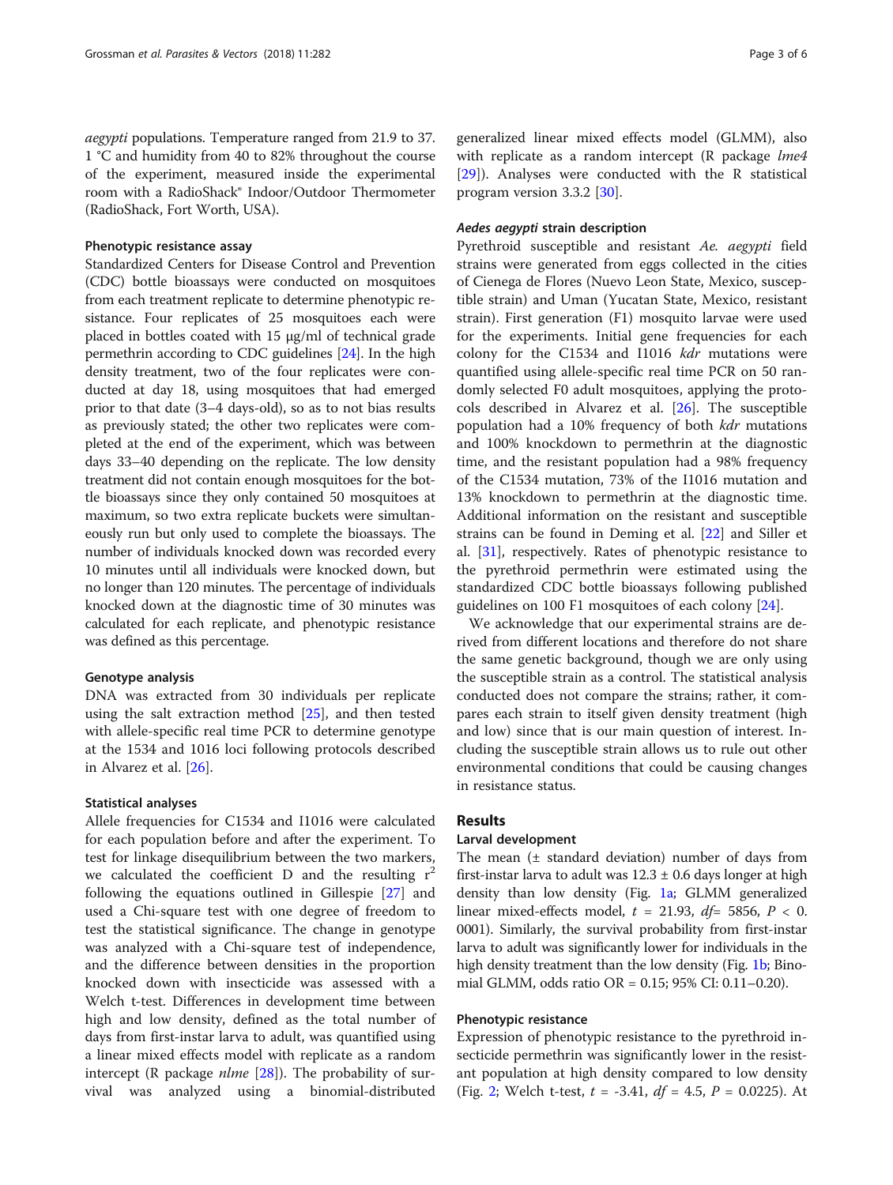*aegypti* populations. Temperature ranged from 21.9 to 37.1 °C and humidity from 40 to 82% throughout the course of the experiment, measured inside the experimental room with a RadioShack® Indoor/Outdoor Thermometer (RadioShack, Fort Worth, USA).

### Phenotypic resistance assay

Standardized Centers for Disease Control and Prevention (CDC) bottle bioassays were conducted on mosquitoes from each treatment replicate to determine phenotypic resistance. Four replicates of 25 mosquitoes each were placed in bottles coated with 15 μg/ml of technical grade permethrin according to CDC guidelines [24]. In the high density treatment, two of the four replicates were conducted at day 18, using mosquitoes that had emerged prior to that date (3–4 days-old), so as to not bias results as previously stated; the other two replicates were completed at the end of the experiment, which was between days 33–40 depending on the replicate. The low density treatment did not contain enough mosquitoes for the bottle bioassays since they only contained 50 mosquitoes at maximum, so two extra replicate buckets were simultaneously run but only used to complete the bioassays. The number of individuals knocked down was recorded every 10 minutes until all individuals were knocked down, but no longer than 120 minutes. The percentage of individuals knocked down at the diagnostic time of 30 minutes was calculated for each replicate, and phenotypic resistance was defined as this percentage.

### Genotype analysis

DNA was extracted from 30 individuals per replicate using the salt extraction method [25], and then tested with allele-specific real time PCR to determine genotype at the 1534 and 1016 loci following protocols described in Alvarez et al. [26].

### Statistical analyses

Allele frequencies for C1534 and I1016 were calculated for each population before and after the experiment. To test for linkage disequilibrium between the two markers, we calculated the coefficient D and the resulting $r^2$ following the equations outlined in Gillespie [27] and used a Chi-square test with one degree of freedom to test the statistical significance. The change in genotype was analyzed with a Chi-square test of independence, and the difference between densities in the proportion knocked down with insecticide was assessed with a Welch t-test. Differences in development time between high and low density, defined as the total number of days from first-instar larva to adult, was quantified using a linear mixed effects model with replicate as a random intercept (R package *nlme* [28]). The probability of survival was analyzed using a binomial-distributed generalized linear mixed effects model (GLMM), also with replicate as a random intercept (R package *lme4* [29]). Analyses were conducted with the R statistical program version 3.3.2 [30].

### *Aedes aegypti* strain description

Pyrethroid susceptible and resistant *Ae. aegypti* field strains were generated from eggs collected in the cities of Cienega de Flores (Nuevo Leon State, Mexico, susceptible strain) and Uman (Yucatan State, Mexico, resistant strain). First generation (F1) mosquito larvae were used for the experiments. Initial gene frequencies for each colony for the C1534 and I1016 *kdr* mutations were quantified using allele-specific real time PCR on 50 randomly selected F0 adult mosquitoes, applying the protocols described in Alvarez et al. [26]. The susceptible population had a 10% frequency of both *kdr* mutations and 100% knockdown to permethrin at the diagnostic time, and the resistant population had a 98% frequency of the C1534 mutation, 73% of the I1016 mutation and 13% knockdown to permethrin at the diagnostic time. Additional information on the resistant and susceptible strains can be found in Deming et al. [22] and Siller et al. [31], respectively. Rates of phenotypic resistance to the pyrethroid permethrin were estimated using the standardized CDC bottle bioassays following published guidelines on 100 F1 mosquitoes of each colony [24].

We acknowledge that our experimental strains are derived from different locations and therefore do not share the same genetic background, though we are only using the susceptible strain as a control. The statistical analysis conducted does not compare the strains; rather, it compares each strain to itself given density treatment (high and low) since that is our main question of interest. Including the susceptible strain allows us to rule out other environmental conditions that could be causing changes in resistance status.

## Results

### Larval development

The mean (± standard deviation) number of days from first-instar larva to adult was 12.3 ± 0.6 days longer at high density than low density (Fig. 1a; GLMM generalized linear mixed-effects model, $t = 21.93$, $df = 5856$, $P < 0.0001$). Similarly, the survival probability from first-instar larva to adult was significantly lower for individuals in the high density treatment than the low density (Fig. 1b; Binomial GLMM, odds ratio OR = 0.15; 95% CI: 0.11–0.20).

### Phenotypic resistance

Expression of phenotypic resistance to the pyrethroid insecticide permethrin was significantly lower in the resistant population at high density compared to low density (Fig. 2; Welch t-test, $t = -3.41$, $df = 4.5$, $P = 0.0225$). At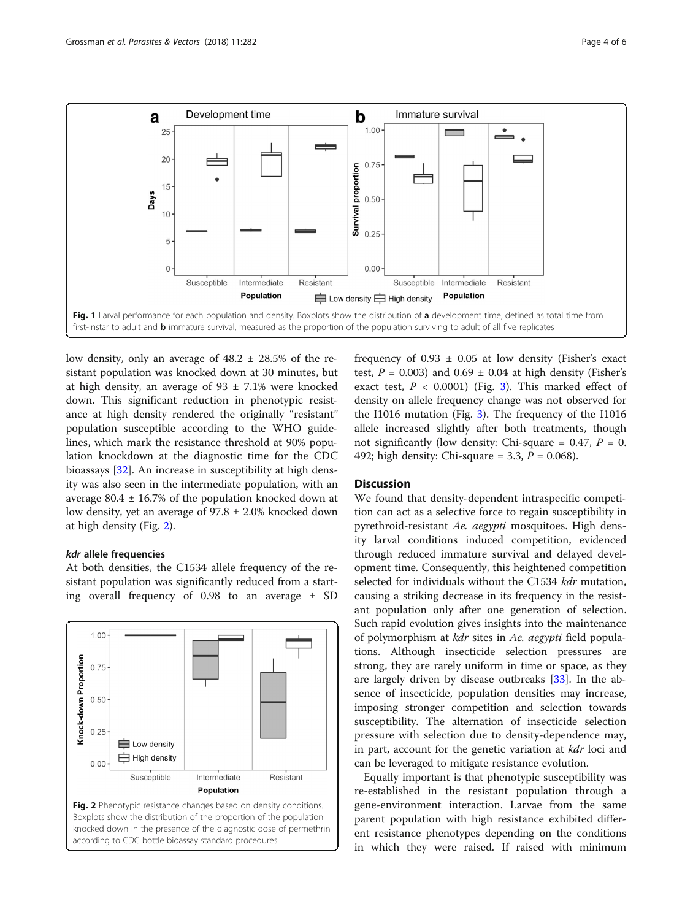Fig. 1 Larval performance for each population and density. Boxplots show the distribution of **a** development time, defined as total time from first-instar to adult and **b** immature survival, measured as the proportion of the population surviving to adult of all five replicates

low density, only an average of 48.2 ± 28.5% of the resistant population was knocked down at 30 minutes, but at high density, an average of 93 ± 7.1% were knocked down. This significant reduction in phenotypic resistance at high density rendered the originally "resistant" population susceptible according to the WHO guidelines, which mark the resistance threshold at 90% population knockdown at the diagnostic time for the CDC bioassays [32]. An increase in susceptibility at high density was also seen in the intermediate population, with an average 80.4 ± 16.7% of the population knocked down at low density, yet an average of 97.8 ± 2.0% knocked down at high density (Fig. 2).

### *kdr* allele frequencies

At both densities, the C1534 allele frequency of the resistant population was significantly reduced from a starting overall frequency of 0.98 to an average ± SD frequency of 0.93 ± 0.05 at low density (Fisher's exact test, $P = 0.003$) and 0.69 ± 0.04 at high density (Fisher's exact test, $P < 0.0001$) (Fig. 3). This marked effect of density on allele frequency change was not observed for the I1016 mutation (Fig. 3). The frequency of the I1016 allele increased slightly after both treatments, though not significantly (low density: Chi-square = 0.47, $P = 0.492$; high density: Chi-square = 3.3, $P = 0.068$).

Fig. 2 Phenotypic resistance changes based on density conditions. Boxplots show the distribution of the proportion of the population knocked down in the presence of the diagnostic dose of permethrin according to CDC bottle bioassay standard procedures

## Discussion

We found that density-dependent intraspecific competition can act as a selective force to regain susceptibility in pyrethroid-resistant *Ae. aegypti* mosquitoes. High density larval conditions induced competition, evidenced through reduced immature survival and delayed development time. Consequently, this heightened competition selected for individuals without the C1534 *kdr* mutation, causing a striking decrease in its frequency in the resistant population only after one generation of selection. Such rapid evolution gives insights into the maintenance of polymorphism at *kdr* sites in *Ae. aegypti* field populations. Although insecticide selection pressures are strong, they are rarely uniform in time or space, as they are largely driven by disease outbreaks [33]. In the absence of insecticide, population densities may increase, imposing stronger competition and selection towards susceptibility. The alternation of insecticide selection pressure with selection due to density-dependence may, in part, account for the genetic variation at *kdr* loci and can be leveraged to mitigate resistance evolution.

Equally important is that phenotypic susceptibility was re-established in the resistant population through a gene-environment interaction. Larvae from the same parent population with high resistance exhibited different resistance phenotypes depending on the conditions in which they were raised. If raised with minimum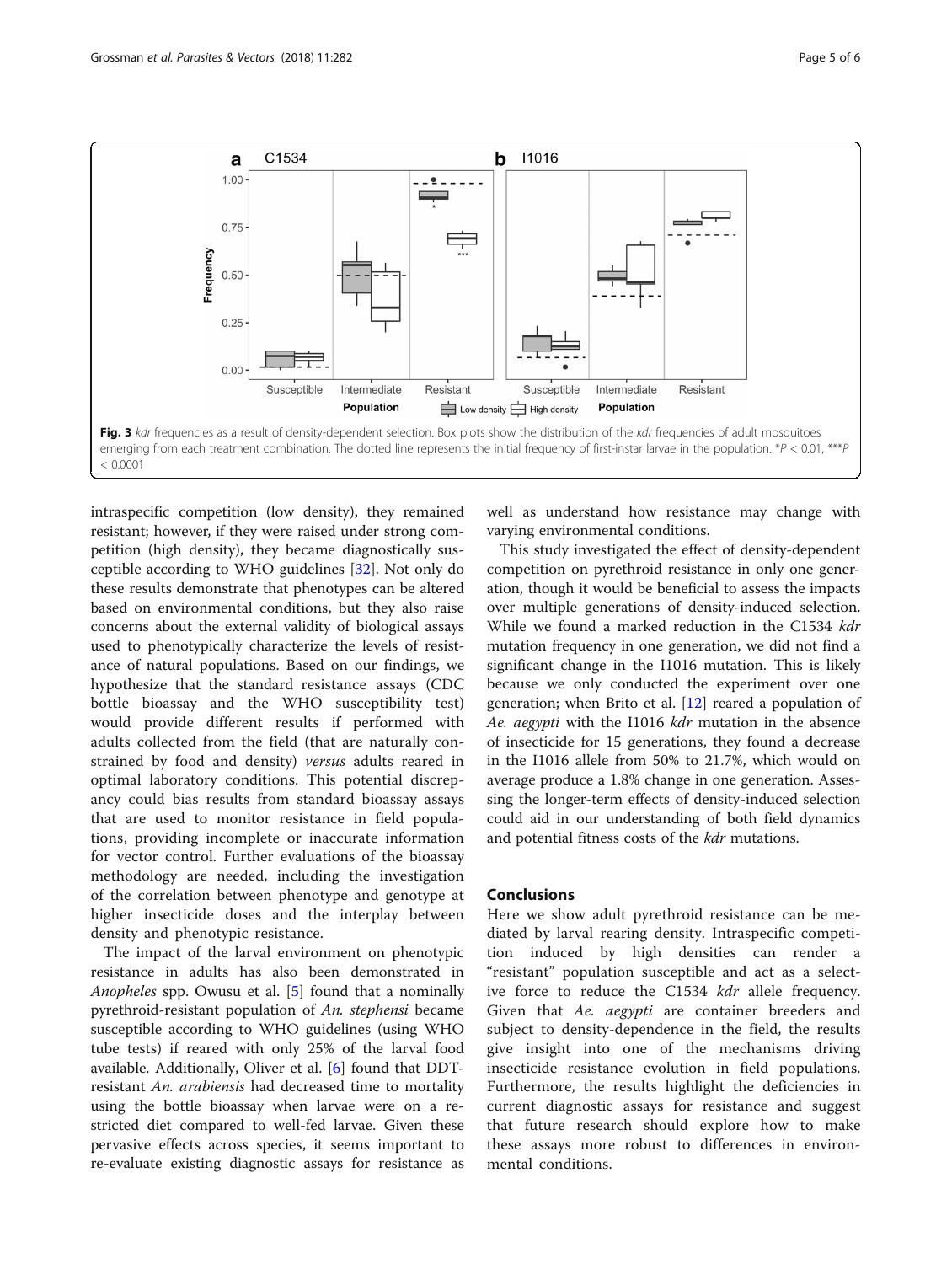a C1534

b I1016

1.00

0.75

0.50

0.25

0.00

Frequency

Susceptible Intermediate Resistant

Susceptible Intermediate Resistant

Population

Low density High density

Population

*

***

**Fig. 3** *kdr* frequencies as a result of density-dependent selection. Box plots show the distribution of the *kdr* frequencies of adult mosquitoes emerging from each treatment combination. The dotted line represents the initial frequency of first-instar larvae in the population. *$P < 0.01$, ***$P < 0.0001$

intraspecific competition (low density), they remained resistant; however, if they were raised under strong competition (high density), they became diagnostically susceptible according to WHO guidelines [32]. Not only do these results demonstrate that phenotypes can be altered based on environmental conditions, but they also raise concerns about the external validity of biological assays used to phenotypically characterize the levels of resistance of natural populations. Based on our findings, we hypothesize that the standard resistance assays (CDC bottle bioassay and the WHO susceptibility test) would provide different results if performed with adults collected from the field (that are naturally constrained by food and density) *versus* adults reared in optimal laboratory conditions. This potential discrepancy could bias results from standard bioassay assays that are used to monitor resistance in field populations, providing incomplete or inaccurate information for vector control. Further evaluations of the bioassay methodology are needed, including the investigation of the correlation between phenotype and genotype at higher insecticide doses and the interplay between density and phenotypic resistance.

The impact of the larval environment on phenotypic resistance in adults has also been demonstrated in *Anopheles* spp. Owusu et al. [5] found that a nominally pyrethroid-resistant population of *An. stephensi* became susceptible according to WHO guidelines (using WHO tube tests) if reared with only 25% of the larval food available. Additionally, Oliver et al. [6] found that DDT-resistant *An. arabiensis* had decreased time to mortality using the bottle bioassay when larvae were on a restricted diet compared to well-fed larvae. Given these pervasive effects across species, it seems important to re-evaluate existing diagnostic assays for resistance as well as understand how resistance may change with varying environmental conditions.

This study investigated the effect of density-dependent competition on pyrethroid resistance in only one generation, though it would be beneficial to assess the impacts over multiple generations of density-induced selection. While we found a marked reduction in the C1534 *kdr* mutation frequency in one generation, we did not find a significant change in the I1016 mutation. This is likely because we only conducted the experiment over one generation; when Brito et al. [12] reared a population of *Ae. aegypti* with the I1016 *kdr* mutation in the absence of insecticide for 15 generations, they found a decrease in the I1016 allele from 50% to 21.7%, which would on average produce a 1.8% change in one generation. Assessing the longer-term effects of density-induced selection could aid in our understanding of both field dynamics and potential fitness costs of the *kdr* mutations.

## Conclusions

Here we show adult pyrethroid resistance can be mediated by larval rearing density. Intraspecific competition induced by high densities can render a "resistant" population susceptible and act as a selective force to reduce the C1534 *kdr* allele frequency. Given that *Ae. aegypti* are container breeders and subject to density-dependence in the field, the results give insight into one of the mechanisms driving insecticide resistance evolution in field populations. Furthermore, the results highlight the deficiencies in current diagnostic assays for resistance and suggest that future research should explore how to make these assays more robust to differences in environmental conditions.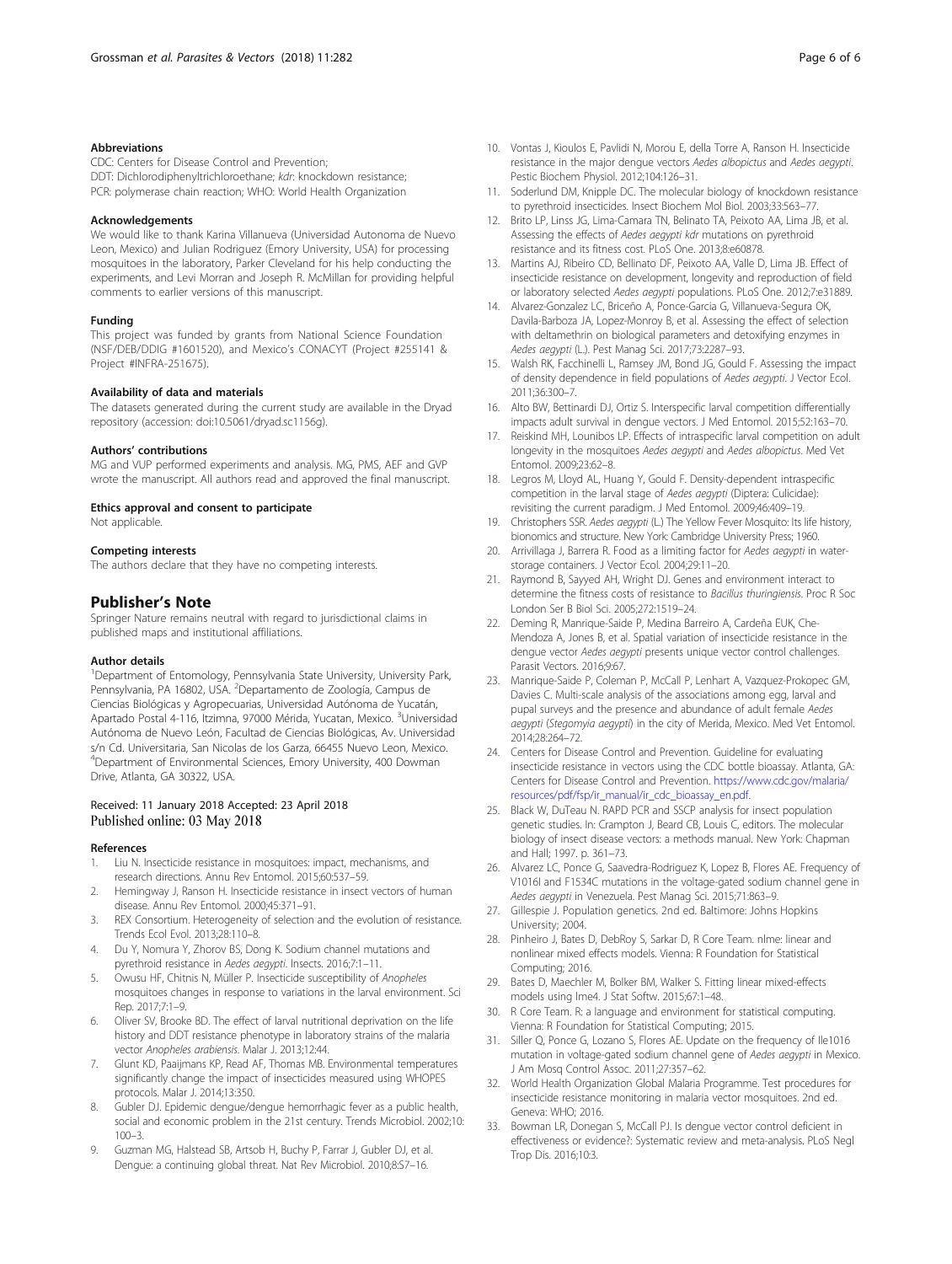### Abbreviations

CDC: Centers for Disease Control and Prevention; DDT: Dichlorodiphenyltrichloroethane; *kdr*: knockdown resistance; PCR: polymerase chain reaction; WHO: World Health Organization

### Acknowledgements

We would like to thank Karina Villanueva (Universidad Autonoma de Nuevo Leon, Mexico) and Julian Rodriguez (Emory University, USA) for processing mosquitoes in the laboratory, Parker Cleveland for his help conducting the experiments, and Levi Morran and Joseph R. McMillan for providing helpful comments to earlier versions of this manuscript.

### Funding

This project was funded by grants from National Science Foundation (NSF/DEB/DDIG #1601520), and Mexico's CONACYT (Project #255141 & Project #INFRA-251675).

### Availability of data and materials

The datasets generated during the current study are available in the Dryad repository (accession: doi:10.5061/dryad.sc1156g).

### Authors' contributions

MG and VUP performed experiments and analysis. MG, PMS, AEF and GVP wrote the manuscript. All authors read and approved the final manuscript.

### Ethics approval and consent to participate

Not applicable.

### Competing interests

The authors declare that they have no competing interests.

## Publisher's Note

Springer Nature remains neutral with regard to jurisdictional claims in published maps and institutional affiliations.

### Author details

[1]Department of Entomology, Pennsylvania State University, University Park, Pennsylvania, PA 16802, USA. [2]Departamento de Zoología, Campus de Ciencias Biológicas y Agropecuarias, Universidad Autónoma de Yucatán, Apartado Postal 4-116, Itzimna, 97000 Mérida, Yucatan, Mexico. [3]Universidad Autónoma de Nuevo León, Facultad de Ciencias Biológicas, Av. Universidad s/n Cd. Universitaria, San Nicolas de los Garza, 66455 Nuevo Leon, Mexico. [4]Department of Environmental Sciences, Emory University, 400 Dowman Drive, Atlanta, GA 30322, USA.

Received: 11 January 2018 Accepted: 23 April 2018
Published online: 03 May 2018

### References

1. Liu N. Insecticide resistance in mosquitoes: impact, mechanisms, and research directions. Annu Rev Entomol. 2015;60:537–59.
2. Hemingway J, Ranson H. Insecticide resistance in insect vectors of human disease. Annu Rev Entomol. 2000;45:371–91.
3. REX Consortium. Heterogeneity of selection and the evolution of resistance. Trends Ecol Evol. 2013;28:110–8.
4. Du Y, Nomura Y, Zhorov BS, Dong K. Sodium channel mutations and pyrethroid resistance in *Aedes aegypti*. Insects. 2016;7:1–11.
5. Owusu HF, Chitnis N, Müller P. Insecticide susceptibility of *Anopheles* mosquitoes changes in response to variations in the larval environment. Sci Rep. 2017;7:1–9.
6. Oliver SV, Brooke BD. The effect of larval nutritional deprivation on the life history and DDT resistance phenotype in laboratory strains of the malaria vector *Anopheles arabiensis*. Malar J. 2013;12:44.
7. Glunt KD, Paaijmans KP, Read AF, Thomas MB. Environmental temperatures significantly change the impact of insecticides measured using WHOPES protocols. Malar J. 2014;13:350.
8. Gubler DJ. Epidemic dengue/dengue hemorrhagic fever as a public health, social and economic problem in the 21st century. Trends Microbiol. 2002;10:100–3.
9. Guzman MG, Halstead SB, Artsob H, Buchy P, Farrar J, Gubler DJ, et al. Dengue: a continuing global threat. Nat Rev Microbiol. 2010;8:S7–16.
10. Vontas J, Kioulos E, Pavlidi N, Morou E, della Torre A, Ranson H. Insecticide resistance in the major dengue vectors *Aedes albopictus* and *Aedes aegypti*. Pestic Biochem Physiol. 2012;104:126–31.
11. Soderlund DM, Knipple DC. The molecular biology of knockdown resistance to pyrethroid insecticides. Insect Biochem Mol Biol. 2003;33:563–77.
12. Brito LP, Linss JG, Lima-Camara TN, Belinato TA, Peixoto AA, Lima JB, et al. Assessing the effects of *Aedes aegypti kdr* mutations on pyrethroid resistance and its fitness cost. PLoS One. 2013;8:e60878.
13. Martins AJ, Ribeiro CD, Bellinato DF, Peixoto AA, Valle D, Lima JB. Effect of insecticide resistance on development, longevity and reproduction of field or laboratory selected *Aedes aegypti* populations. PLoS One. 2012;7:e31889.
14. Alvarez-Gonzalez LC, Briceño A, Ponce-Garcia G, Villanueva-Segura OK, Davila-Barboza JA, Lopez-Monroy B, et al. Assessing the effect of selection with deltamethrin on biological parameters and detoxifying enzymes in *Aedes aegypti* (L.). Pest Manag Sci. 2017;73:2287–93.
15. Walsh RK, Facchinelli L, Ramsey JM, Bond JG, Gould F. Assessing the impact of density dependence in field populations of *Aedes aegypti*. J Vector Ecol. 2011;36:300–7.
16. Alto BW, Bettinardi DJ, Ortiz S. Interspecific larval competition differentially impacts adult survival in dengue vectors. J Med Entomol. 2015;52:163–70.
17. Reiskind MH, Lounibos LP. Effects of intraspecific larval competition on adult longevity in the mosquitoes *Aedes aegypti* and *Aedes albopictus*. Med Vet Entomol. 2009;23:62–8.
18. Legros M, Lloyd AL, Huang Y, Gould F. Density-dependent intraspecific competition in the larval stage of *Aedes aegypti* (Diptera: Culicidae): revisiting the current paradigm. J Med Entomol. 2009;46:409–19.
19. Christophers SSR. *Aedes aegypti* (L.) The Yellow Fever Mosquito: Its life history, bionomics and structure. New York: Cambridge University Press; 1960.
20. Arrivillaga J, Barrera R. Food as a limiting factor for *Aedes aegypti* in water-storage containers. J Vector Ecol. 2004;29:11–20.
21. Raymond B, Sayyed AH, Wright DJ. Genes and environment interact to determine the fitness costs of resistance to *Bacillus thuringiensis*. Proc R Soc London Ser B Biol Sci. 2005;272:1519–24.
22. Deming R, Manrique-Saide P, Medina Barreiro A, Cardeña EUK, Che-Mendoza A, Jones B, et al. Spatial variation of insecticide resistance in the dengue vector *Aedes aegypti* presents unique vector control challenges. Parasit Vectors. 2016;9:67.
23. Manrique-Saide P, Coleman P, McCall P, Lenhart A, Vazquez-Prokopec GM, Davies C. Multi-scale analysis of the associations among egg, larval and pupal surveys and the presence and abundance of adult female *Aedes aegypti* (*Stegomyia aegypti*) in the city of Merida, Mexico. Med Vet Entomol. 2014;28:264–72.
24. Centers for Disease Control and Prevention. Guideline for evaluating insecticide resistance in vectors using the CDC bottle bioassay. Atlanta, GA: Centers for Disease Control and Prevention. https://www.cdc.gov/malaria/resources/pdf/fsp/ir_manual/ir_cdc_bioassay_en.pdf.
25. Black W, DuTeau N. RAPD PCR and SSCP analysis for insect population genetic studies. In: Crampton J, Beard CB, Louis C, editors. The molecular biology of insect disease vectors: a methods manual. New York: Chapman and Hall; 1997. p. 361–73.
26. Alvarez LC, Ponce G, Saavedra-Rodriguez K, Lopez B, Flores AE. Frequency of V1016I and F1534C mutations in the voltage-gated sodium channel gene in *Aedes aegypti* in Venezuela. Pest Manag Sci. 2015;71:863–9.
27. Gillespie J. Population genetics. 2nd ed. Baltimore: Johns Hopkins University; 2004.
28. Pinheiro J, Bates D, DebRoy S, Sarkar D, R Core Team. nlme: linear and nonlinear mixed effects models. Vienna: R Foundation for Statistical Computing; 2016.
29. Bates D, Maechler M, Bolker BM, Walker S. Fitting linear mixed-effects models using lme4. J Stat Softw. 2015;67:1–48.
30. R Core Team. R: a language and environment for statistical computing. Vienna: R Foundation for Statistical Computing; 2015.
31. Siller Q, Ponce G, Lozano S, Flores AE. Update on the frequency of Ile1016 mutation in voltage-gated sodium channel gene of *Aedes aegypti* in Mexico. J Am Mosq Control Assoc. 2011;27:357–62.
32. World Health Organization Global Malaria Programme. Test procedures for insecticide resistance monitoring in malaria vector mosquitoes. 2nd ed. Geneva: WHO; 2016.
33. Bowman LR, Donegan S, McCall PJ. Is dengue vector control deficient in effectiveness or evidence?: Systematic review and meta-analysis. PLoS Negl Trop Dis. 2016;10:3.